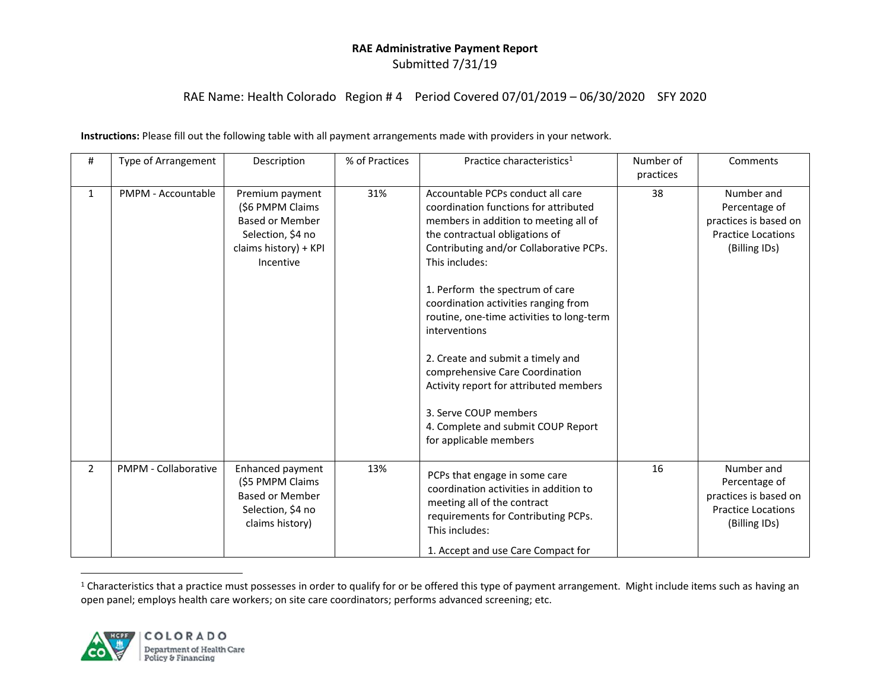**RAE Administrative Payment Report**
Submitted 7/31/19

RAE Name: Health Colorado Region # 4 Period Covered 07/01/2019 – 06/30/2020 SFY 2020

**Instructions:** Please fill out the following table with all payment arrangements made with providers in your network.

| # | Type of Arrangement | Description | % of Practices | Practice characteristics[1] | Number of practices | Comments |
|---|---|---|---|---|---|---|
| 1 | PMPM - Accountable | Premium payment ($6 PMPM Claims Based or Member Selection, $4 no claims history) + KPI Incentive | 31% | Accountable PCPs conduct all care coordination functions for attributed members in addition to meeting all of the contractual obligations of Contributing and/or Collaborative PCPs. This includes:<br><br>1. Perform the spectrum of care coordination activities ranging from routine, one-time activities to long-term interventions<br><br>2. Create and submit a timely and comprehensive Care Coordination Activity report for attributed members<br><br>3. Serve COUP members<br>4. Complete and submit COUP Report for applicable members | 38 | Number and Percentage of practices is based on Practice Locations (Billing IDs) |
| 2 | PMPM - Collaborative | Enhanced payment ($5 PMPM Claims Based or Member Selection, $4 no claims history) | 13% | PCPs that engage in some care coordination activities in addition to meeting all of the contract requirements for Contributing PCPs. This includes:<br><br>1. Accept and use Care Compact for | 16 | Number and Percentage of practices is based on Practice Locations (Billing IDs) |

[1] Characteristics that a practice must possesses in order to qualify for or be offered this type of payment arrangement. Might include items such as having an open panel; employs health care workers; on site care coordinators; performs advanced screening; etc.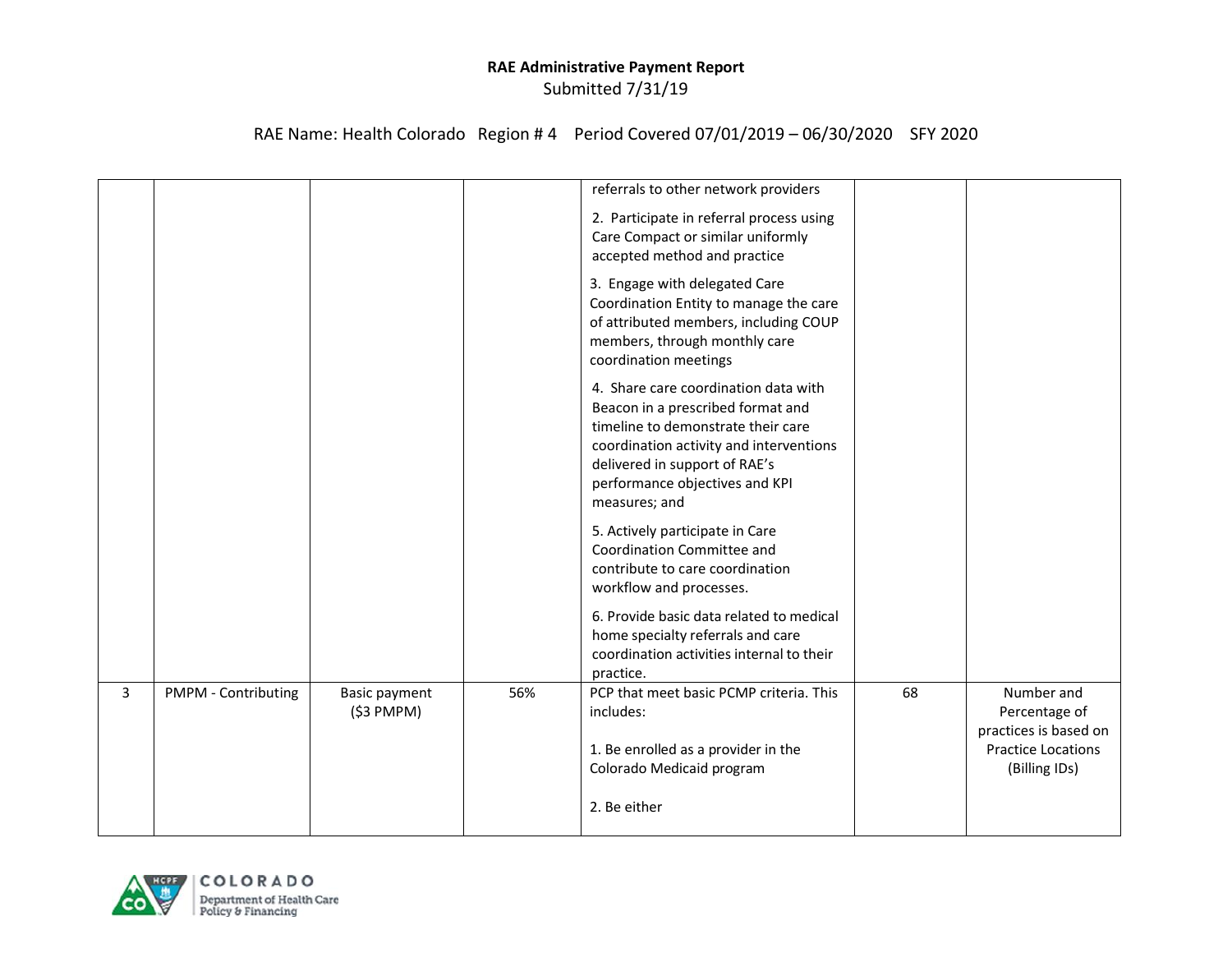# RAE Administrative Payment Report

Submitted 7/31/19

RAE Name: Health Colorado Region # 4 Period Covered 07/01/2019 – 06/30/2020 SFY 2020

| | | | | | | |
|---|---|---|---|---|---|---|
| | | | | referrals to other network providers<br><br>2. Participate in referral process using Care Compact or similar uniformly accepted method and practice<br><br>3. Engage with delegated Care Coordination Entity to manage the care of attributed members, including COUP members, through monthly care coordination meetings<br><br>4. Share care coordination data with Beacon in a prescribed format and timeline to demonstrate their care coordination activity and interventions delivered in support of RAE's performance objectives and KPI measures; and<br><br>5. Actively participate in Care Coordination Committee and contribute to care coordination workflow and processes.<br><br>6. Provide basic data related to medical home specialty referrals and care coordination activities internal to their practice. | | |
| 3 | PMPM - Contributing | Basic payment ($3 PMPM) | 56% | PCP that meet basic PCMP criteria. This includes:<br><br>1. Be enrolled as a provider in the Colorado Medicaid program<br><br>2. Be either | 68 | Number and Percentage of practices is based on Practice Locations (Billing IDs) |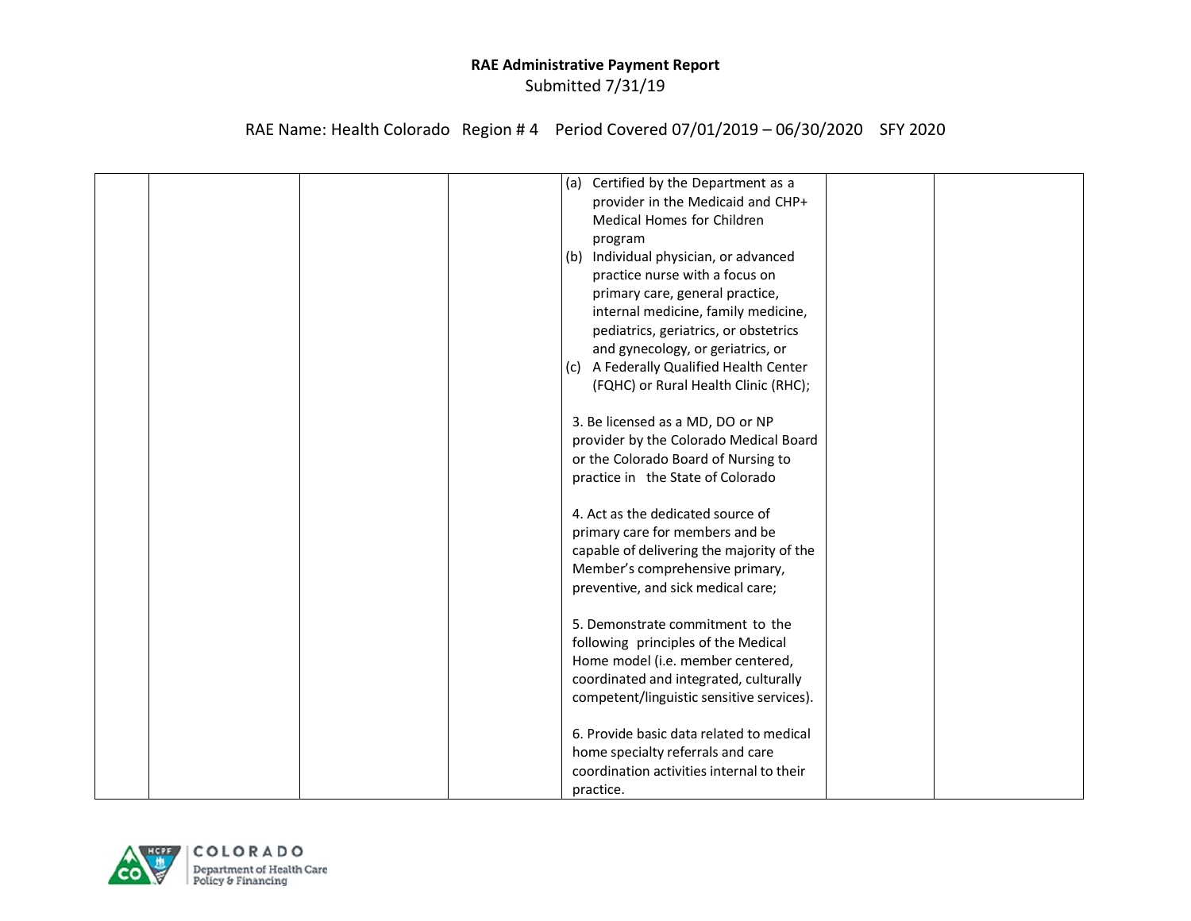| | | | | | | |
|---|---|---|---|---|---|---|
| | | | | (a) Certified by the Department as a provider in the Medicaid and CHP+ Medical Homes for Children program<br>(b) Individual physician, or advanced practice nurse with a focus on primary care, general practice, internal medicine, family medicine, pediatrics, geriatrics, or obstetrics and gynecology, or geriatrics, or<br>(c) A Federally Qualified Health Center (FQHC) or Rural Health Clinic (RHC);<br><br>3. Be licensed as a MD, DO or NP provider by the Colorado Medical Board or the Colorado Board of Nursing to practice in the State of Colorado<br><br>4. Act as the dedicated source of primary care for members and be capable of delivering the majority of the Member's comprehensive primary, preventive, and sick medical care;<br><br>5. Demonstrate commitment to the following principles of the Medical Home model (i.e. member centered, coordinated and integrated, culturally competent/linguistic sensitive services).<br><br>6. Provide basic data related to medical home specialty referrals and care coordination activities internal to their practice. | | |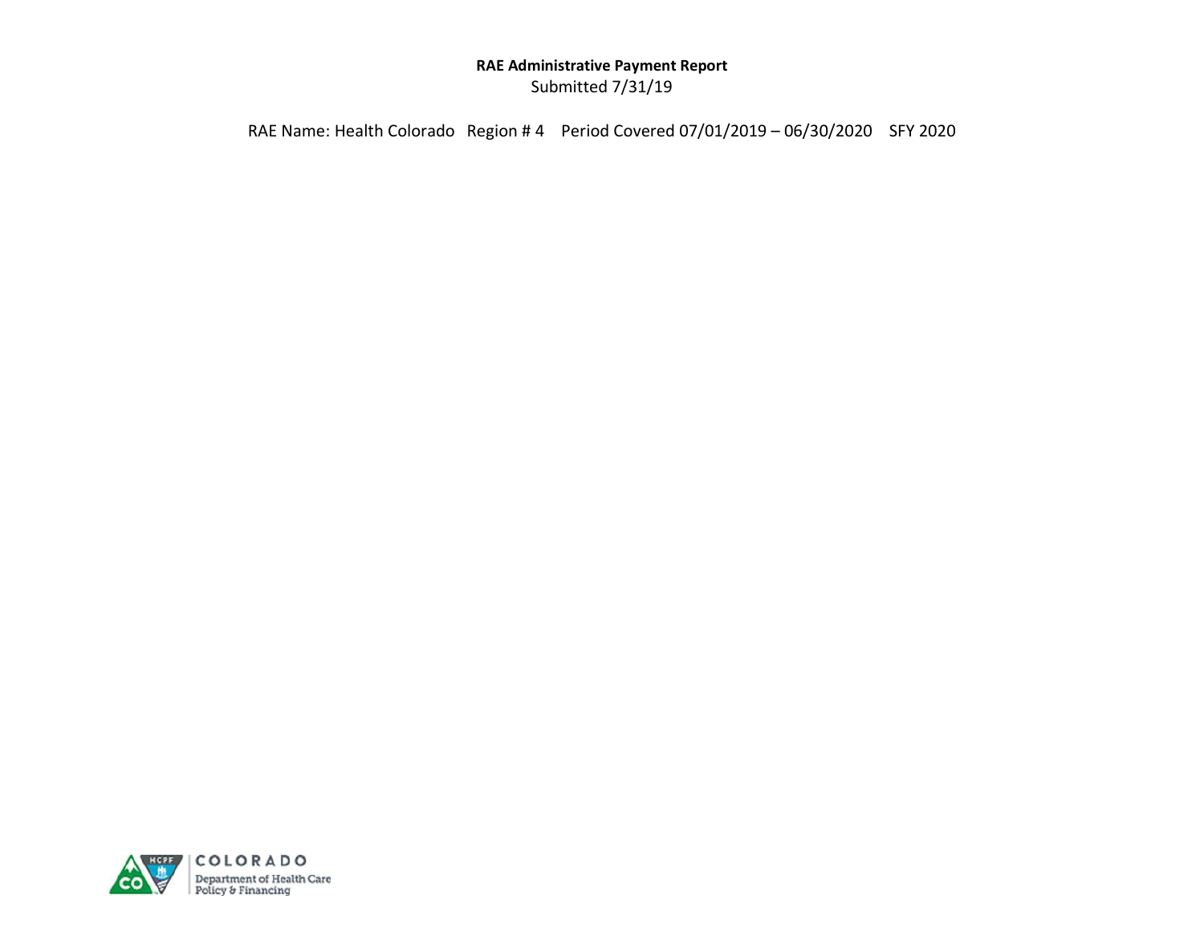**RAE Administrative Payment Report**

Submitted 7/31/19

RAE Name: Health Colorado Region # 4 Period Covered 07/01/2019 – 06/30/2020 SFY 2020

COLORADO
Department of Health Care
Policy & Financing